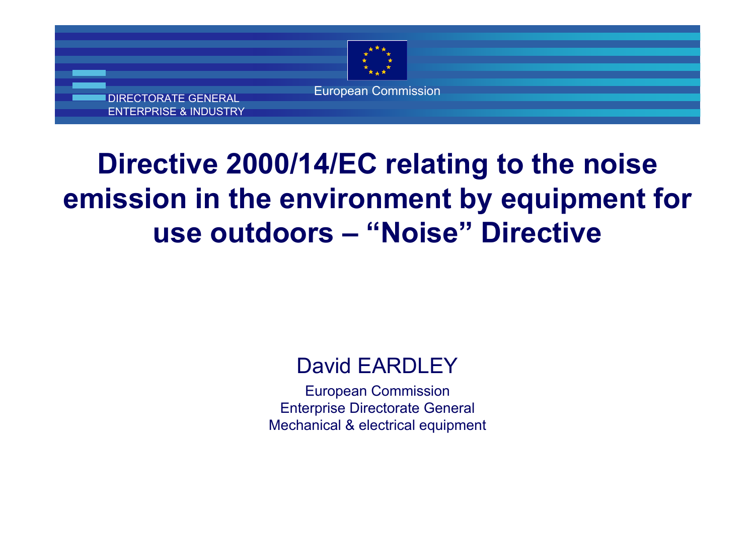DIRECTORATE GENERAL
ENTERPRISE & INDUSTRY

European Commission

# Directive 2000/14/EC relating to the noise emission in the environment by equipment for use outdoors – "Noise" Directive

David EARDLEY

European Commission
Enterprise Directorate General
Mechanical & electrical equipment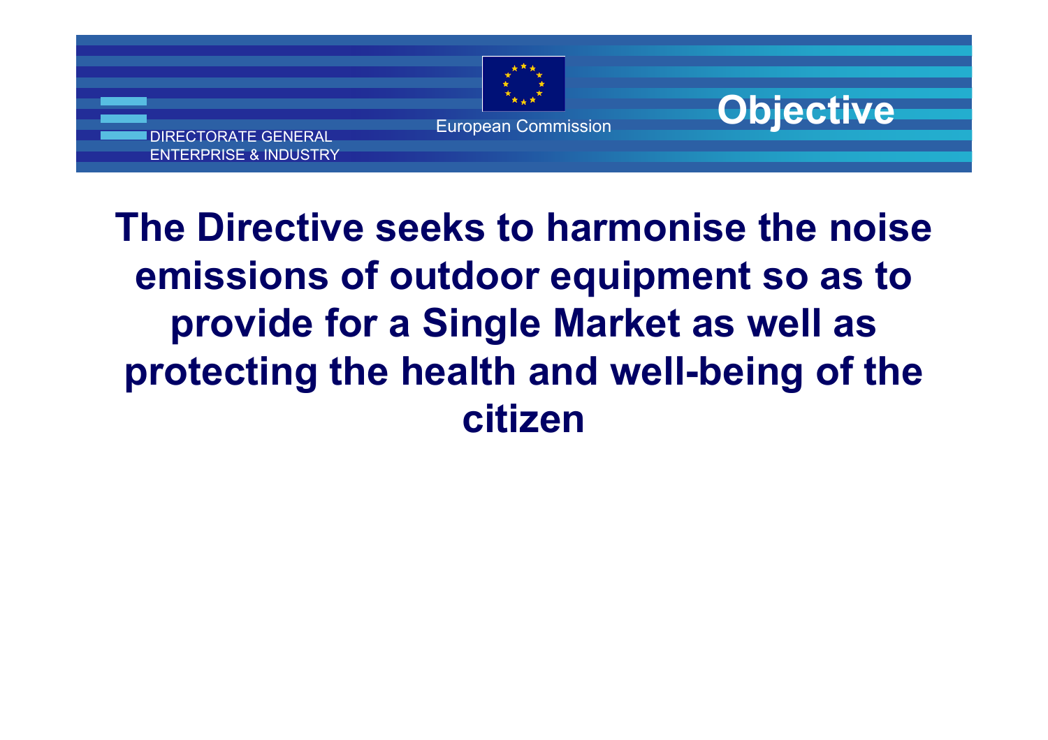# Objective

**The Directive seeks to harmonise the noise emissions of outdoor equipment so as to provide for a Single Market as well as protecting the health and well-being of the citizen**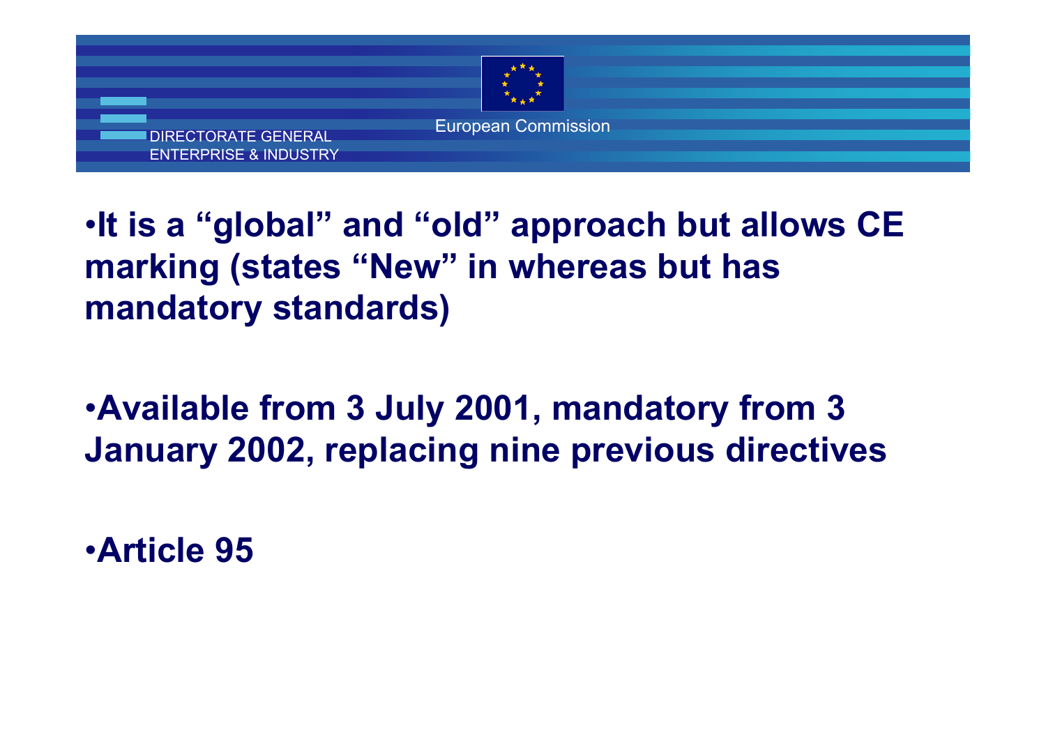- **It is a "global" and "old" approach but allows CE marking (states "New" in whereas but has mandatory standards)**

- **Available from 3 July 2001, mandatory from 3 January 2002, replacing nine previous directives**

- **Article 95**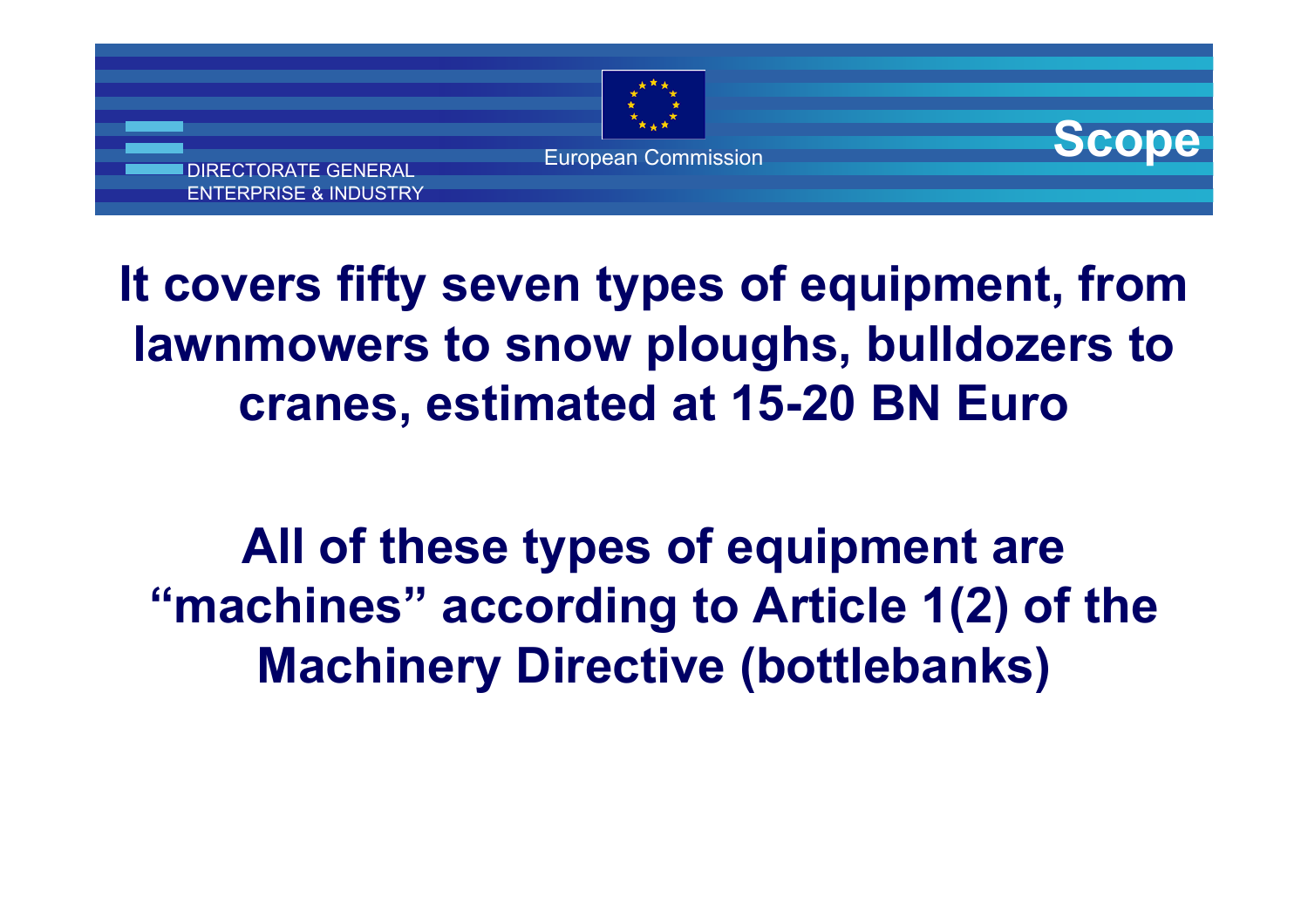# Scope

**It covers fifty seven types of equipment, from lawnmowers to snow ploughs, bulldozers to cranes, estimated at 15-20 BN Euro**

**All of these types of equipment are "machines" according to Article 1(2) of the Machinery Directive (bottlebanks)**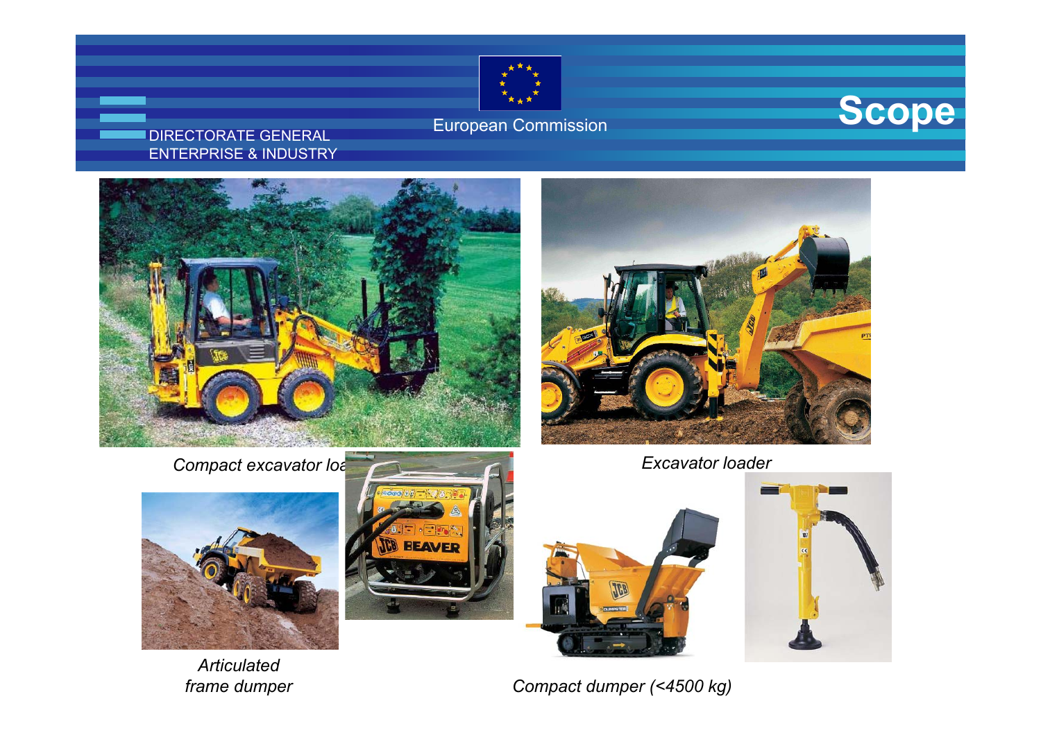DIRECTORATE GENERAL
ENTERPRISE & INDUSTRY

European Commission

# Scope

*Compact excavator loa*

*Excavator loader*

*Articulated frame dumper*

*Compact dumper (<4500 kg)*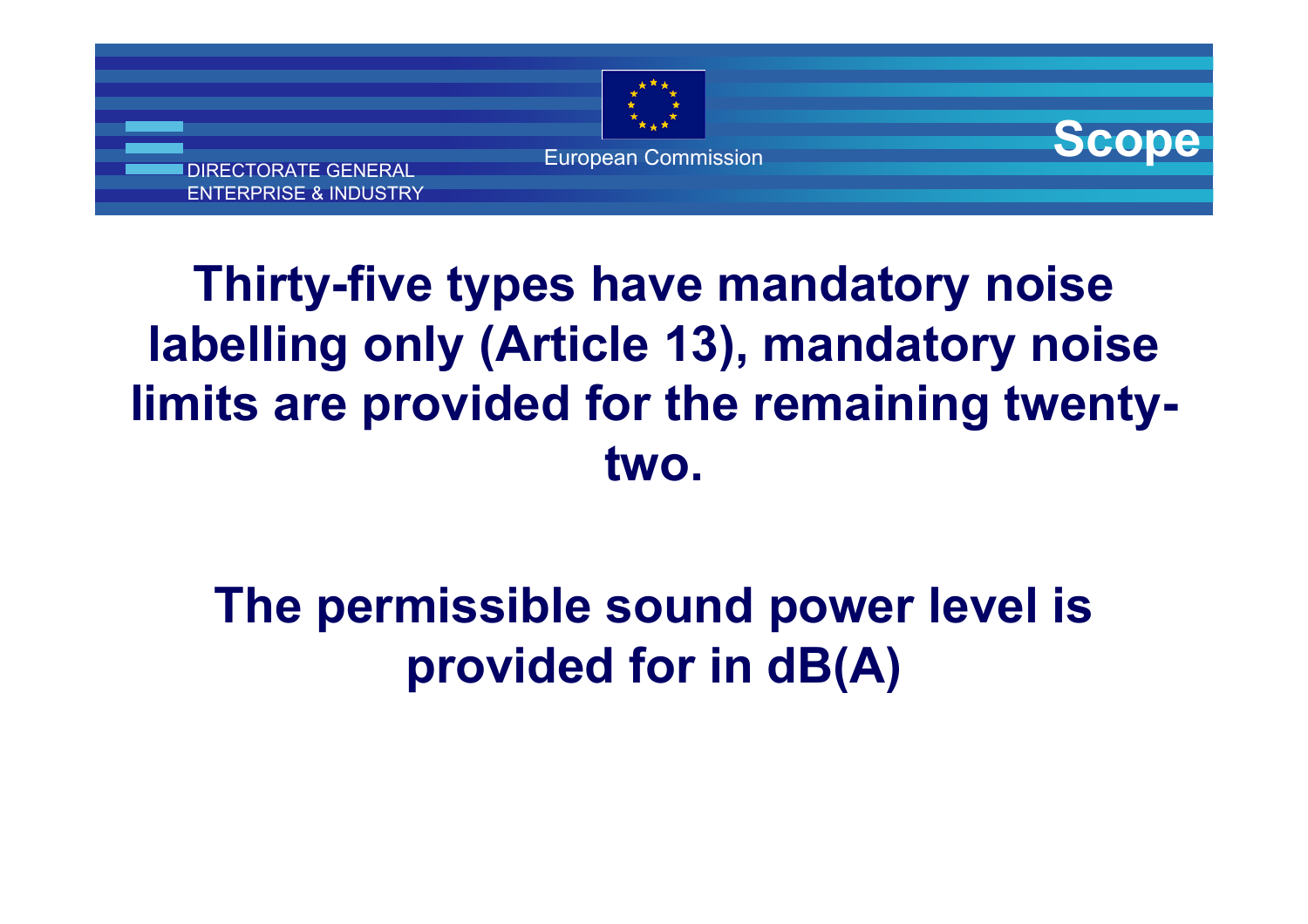## Scope

**Thirty-five types have mandatory noise labelling only (Article 13), mandatory noise limits are provided for the remaining twenty-two.**

**The permissible sound power level is provided for in dB(A)**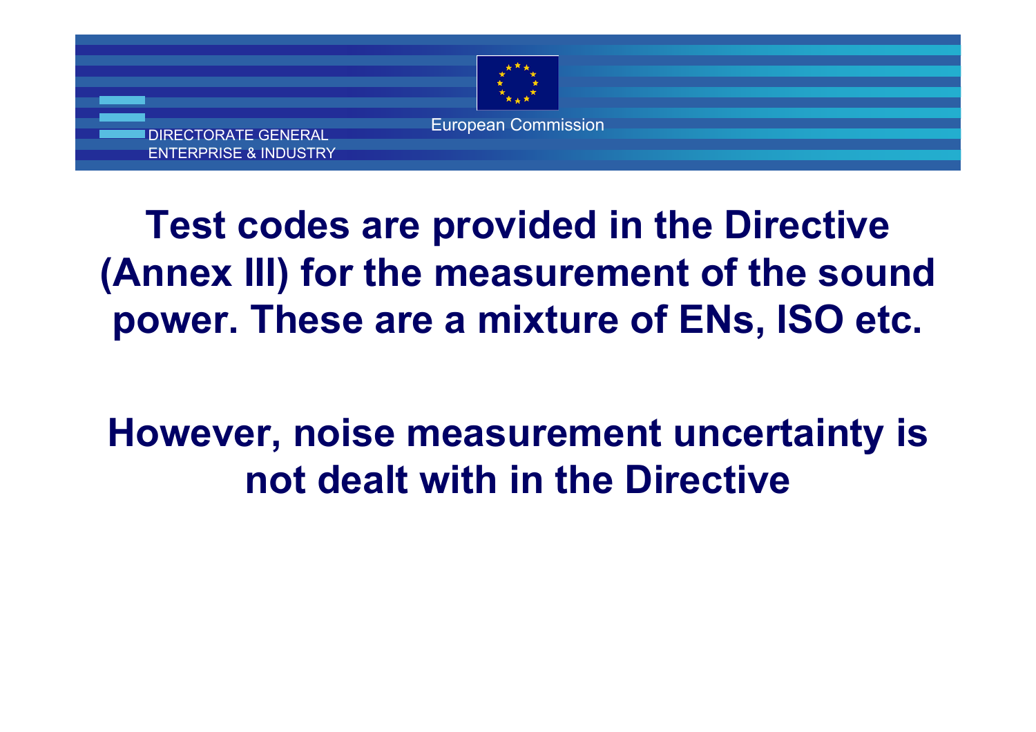**Test codes are provided in the Directive (Annex III) for the measurement of the sound power. These are a mixture of ENs, ISO etc.**

**However, noise measurement uncertainty is not dealt with in the Directive**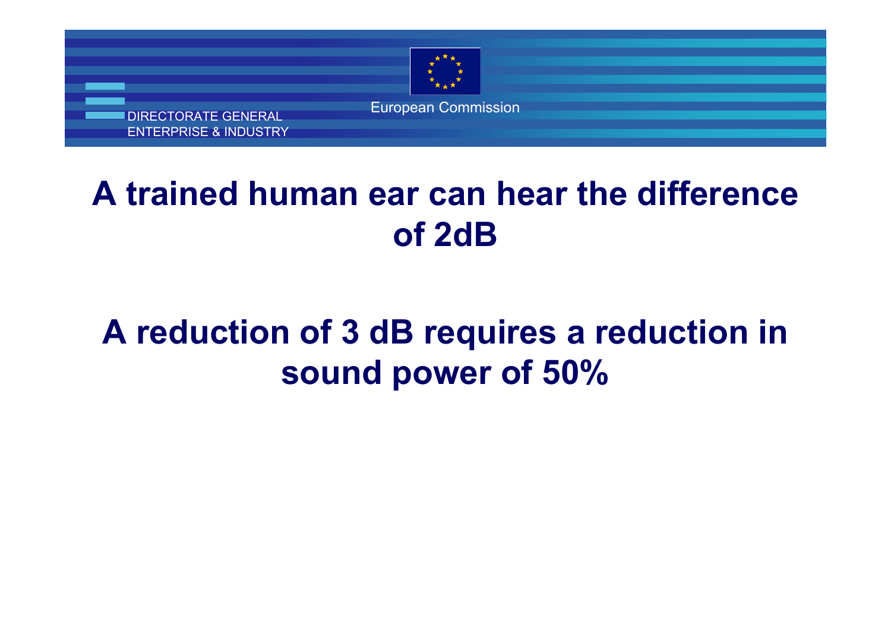# A trained human ear can hear the difference of 2dB

# A reduction of 3 dB requires a reduction in sound power of 50%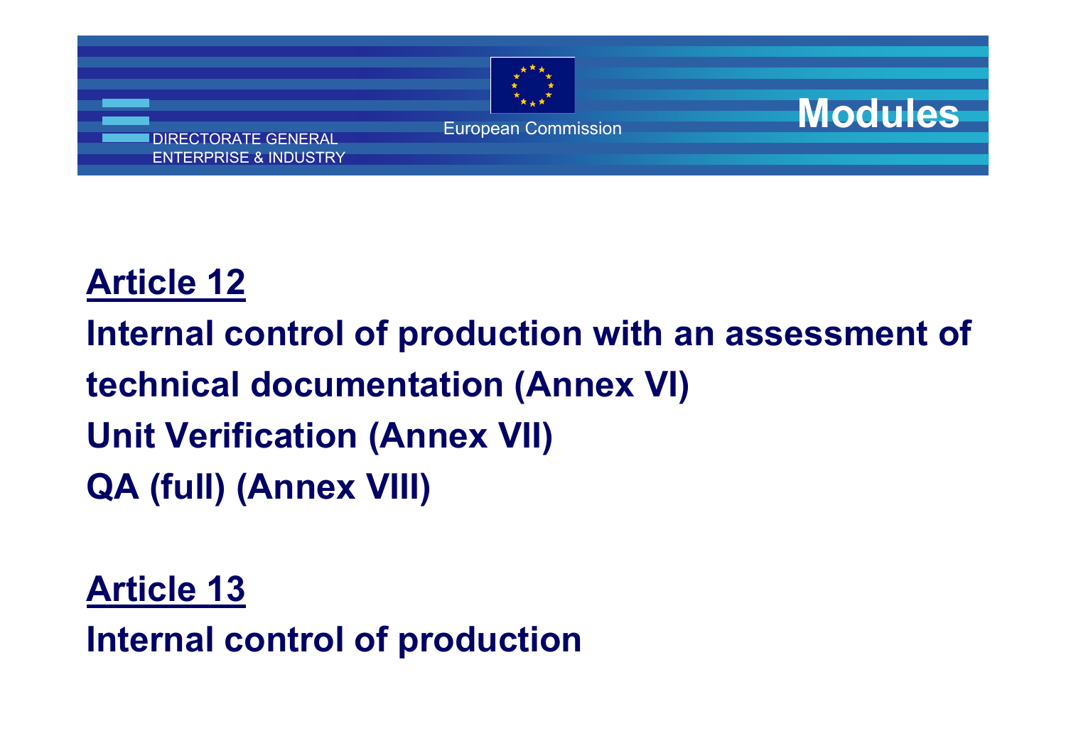# Modules

**Article 12**

**Internal control of production with an assessment of technical documentation (Annex VI)**

**Unit Verification (Annex VII)**

**QA (full) (Annex VIII)**

**Article 13**

**Internal control of production**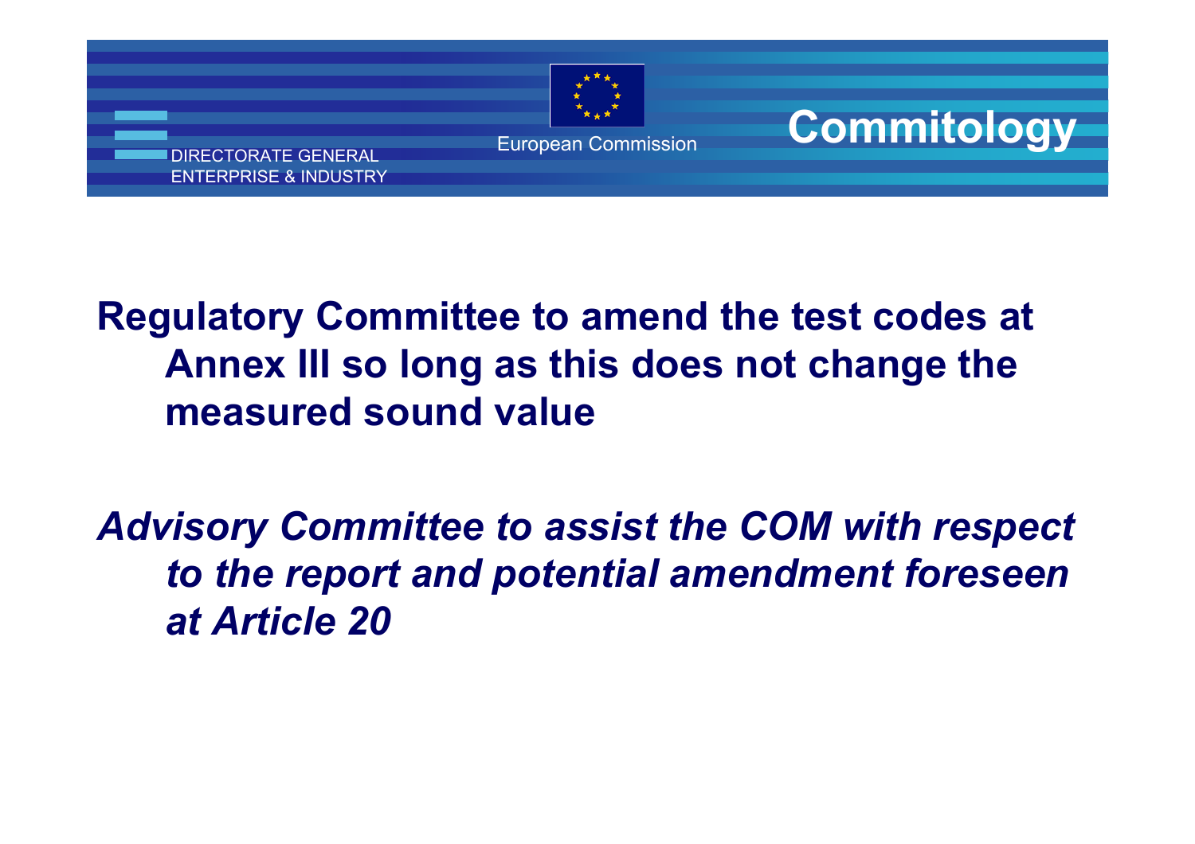# Commitology

**Regulatory Committee to amend the test codes at Annex III so long as this does not change the measured sound value**

***Advisory Committee to assist the COM with respect to the report and potential amendment foreseen at Article 20***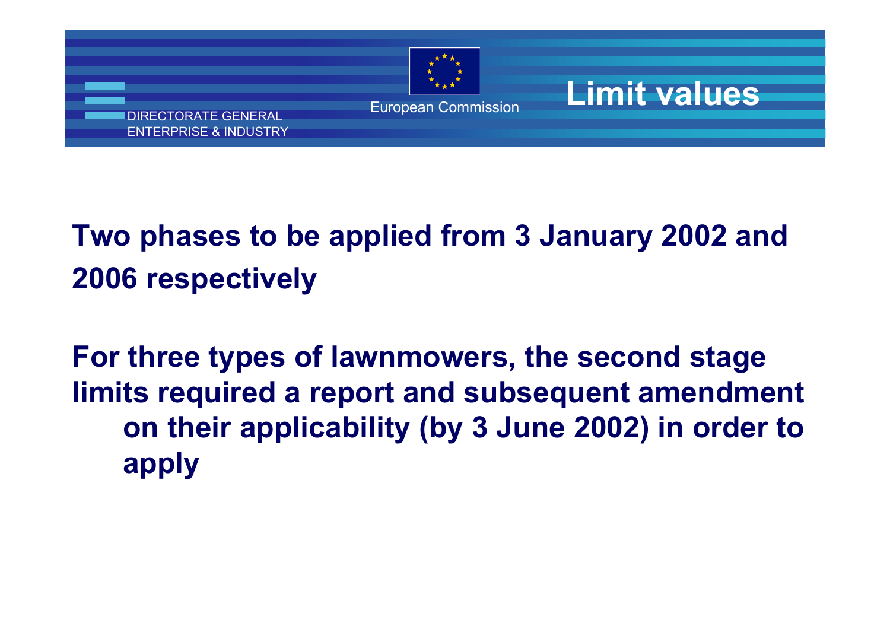# Limit values

**Two phases to be applied from 3 January 2002 and 2006 respectively**

**For three types of lawnmowers, the second stage limits required a report and subsequent amendment on their applicability (by 3 June 2002) in order to apply**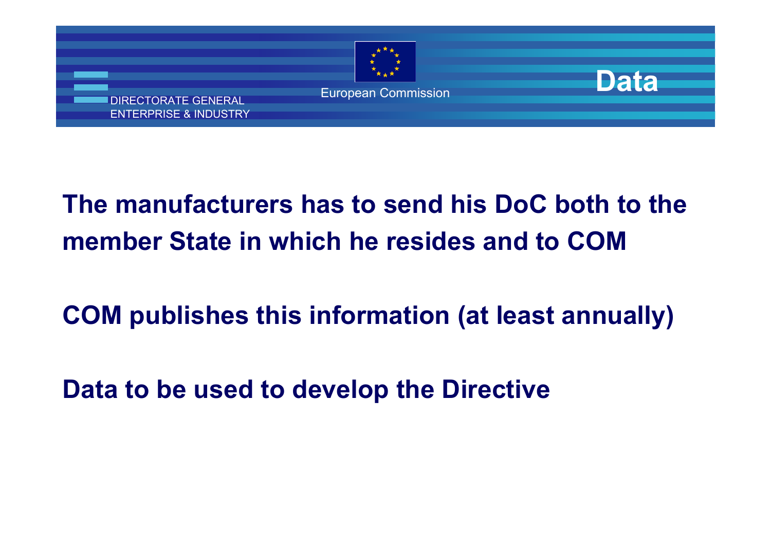# Data

**The manufacturers has to send his DoC both to the member State in which he resides and to COM**

**COM publishes this information (at least annually)**

**Data to be used to develop the Directive**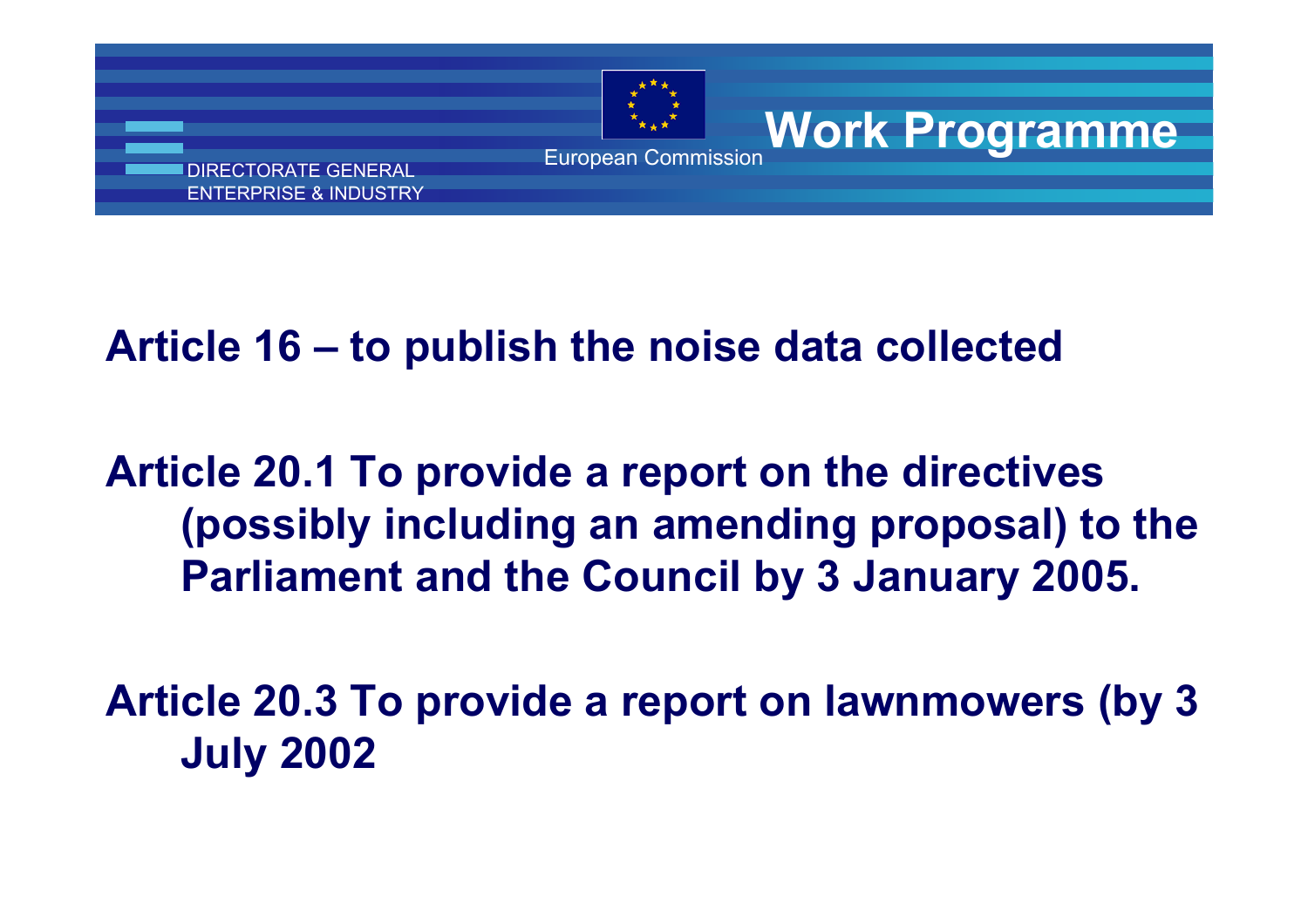# Work Programme

**Article 16 – to publish the noise data collected**

**Article 20.1 To provide a report on the directives (possibly including an amending proposal) to the Parliament and the Council by 3 January 2005.**

**Article 20.3 To provide a report on lawnmowers (by 3 July 2002**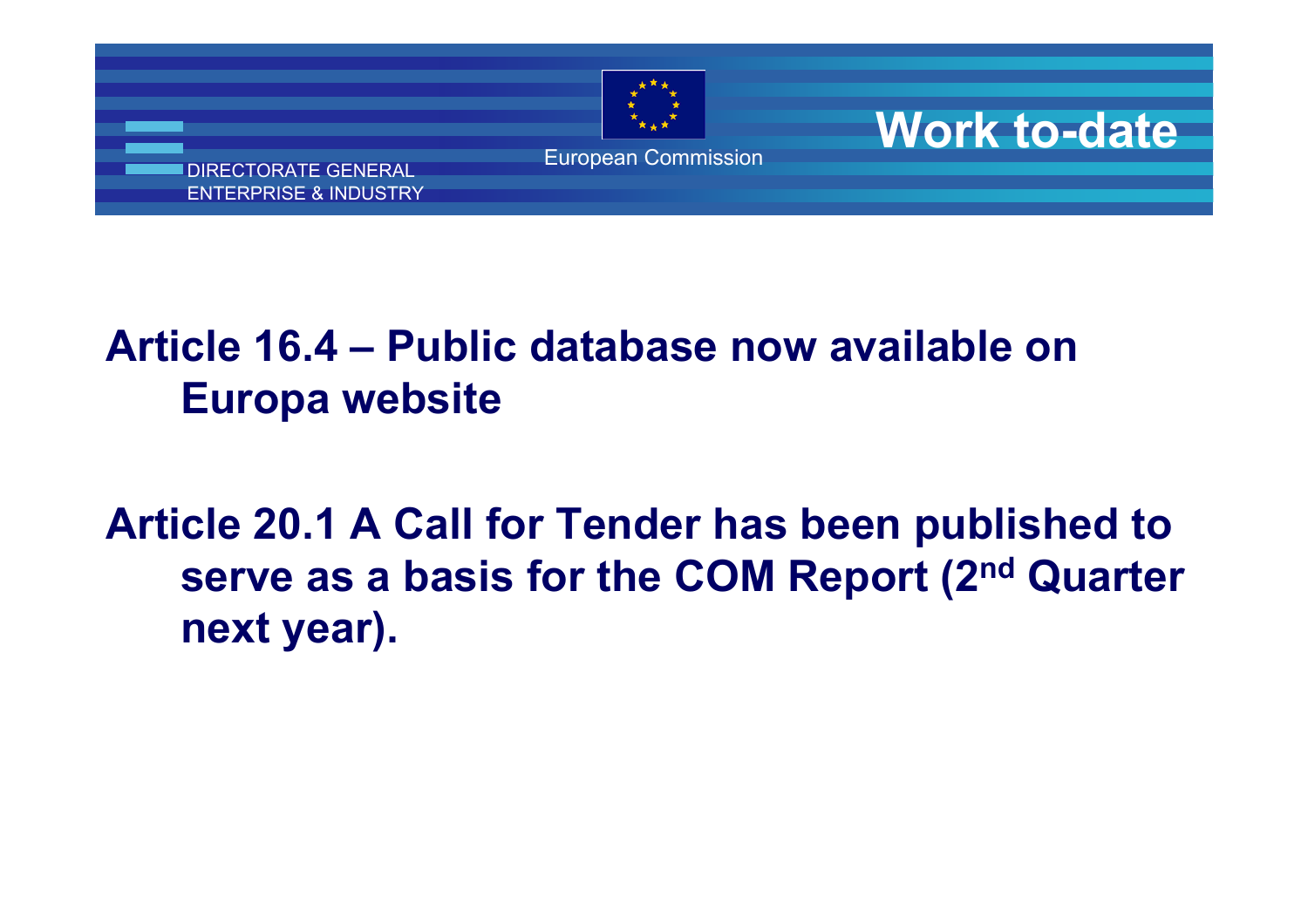# Work to-date

**Article 16.4 – Public database now available on Europa website**

**Article 20.1 A Call for Tender has been published to serve as a basis for the COM Report (2nd Quarter next year).**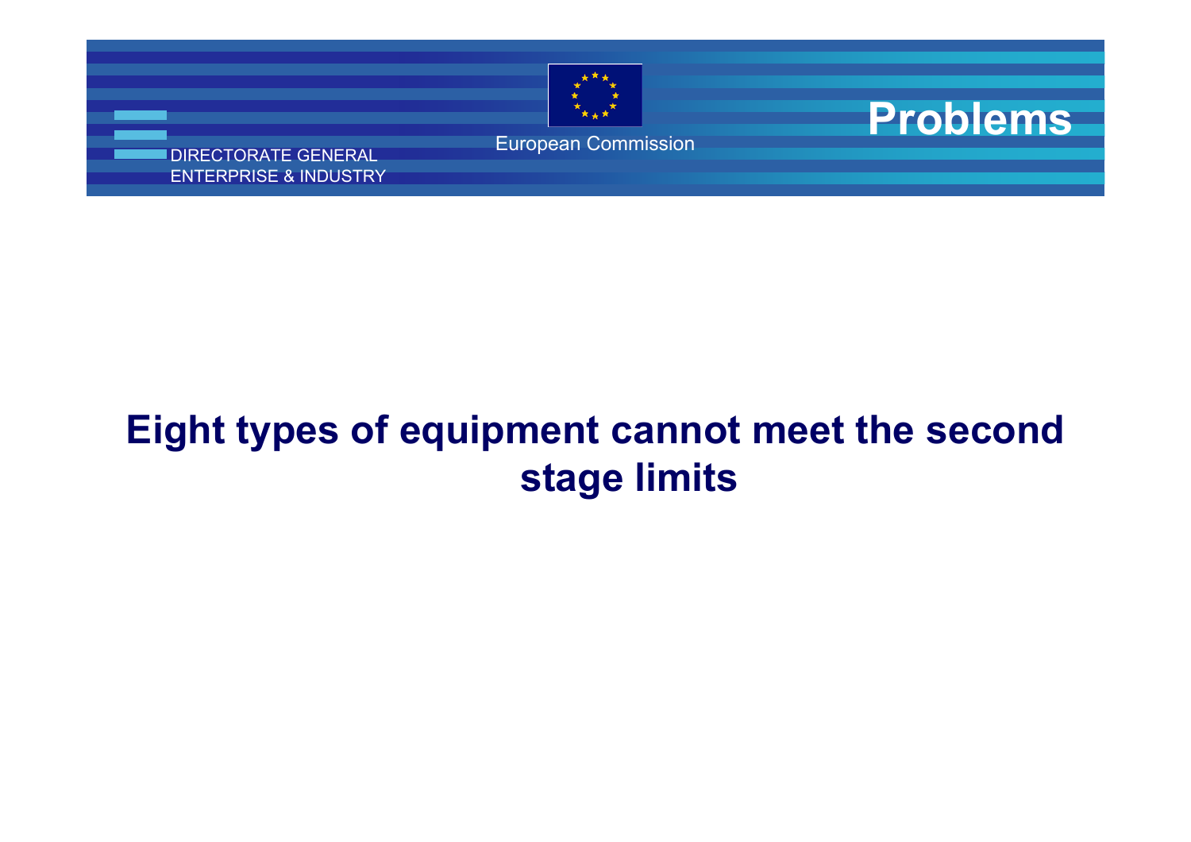# Problems

**Eight types of equipment cannot meet the second stage limits**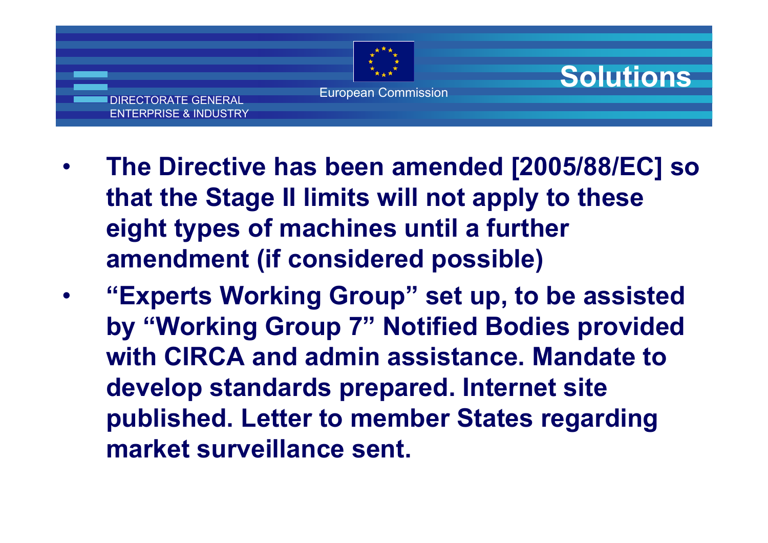# Solutions

- **The Directive has been amended [2005/88/EC] so that the Stage II limits will not apply to these eight types of machines until a further amendment (if considered possible)**
- **"Experts Working Group" set up, to be assisted by "Working Group 7" Notified Bodies provided with CIRCA and admin assistance. Mandate to develop standards prepared. Internet site published. Letter to member States regarding market surveillance sent.**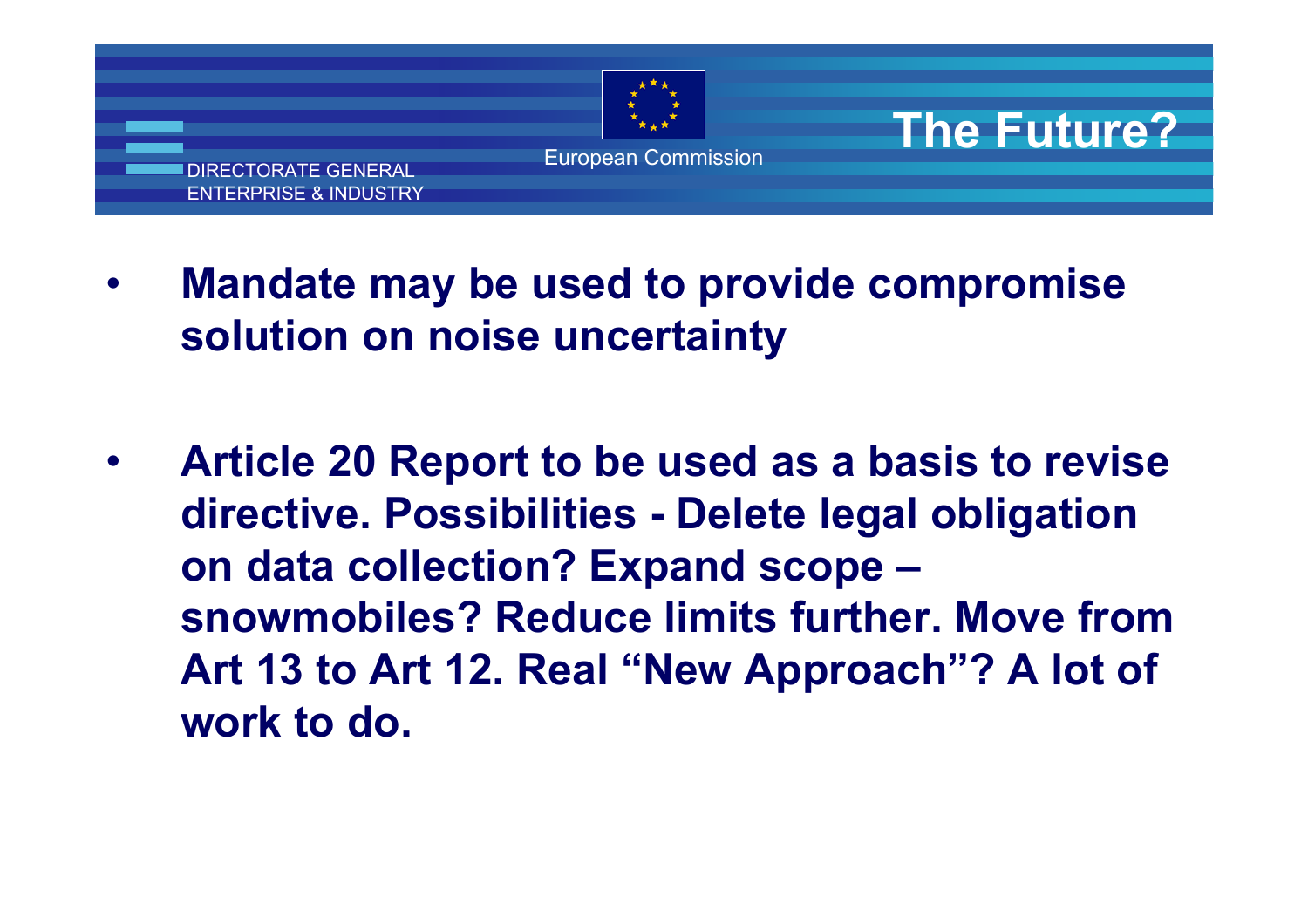# The Future?

- **Mandate may be used to provide compromise solution on noise uncertainty**

- **Article 20 Report to be used as a basis to revise directive. Possibilities - Delete legal obligation on data collection? Expand scope – snowmobiles? Reduce limits further. Move from Art 13 to Art 12. Real “New Approach”? A lot of work to do.**